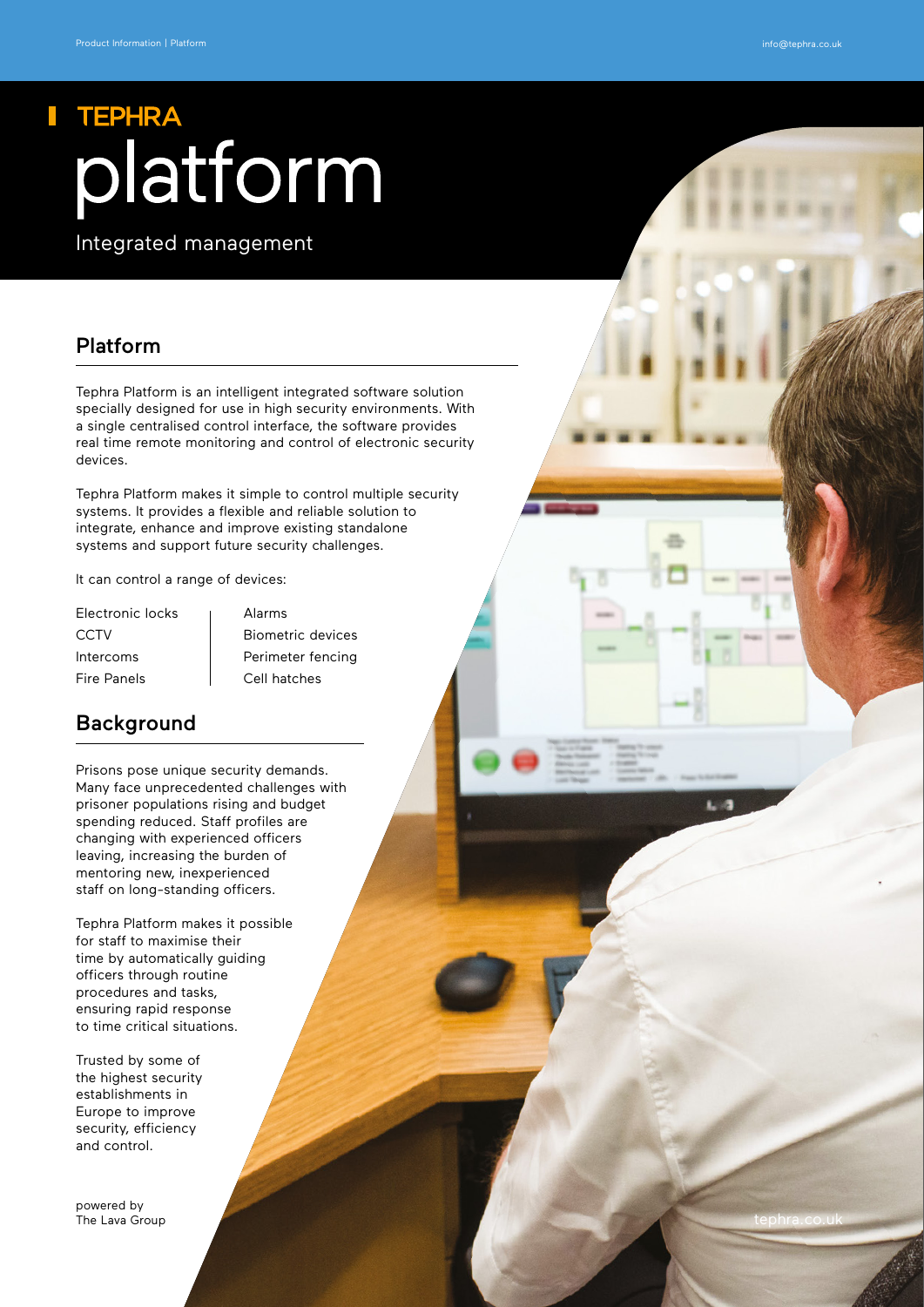# TEPHRA platform

Integrated management

## Platform

Tephra Platform is an intelligent integrated software solution specially designed for use in high security environments. With a single centralised control interface, the software provides real time remote monitoring and control of electronic security devices.

Tephra Platform makes it simple to control multiple security systems. It provides a flexible and reliable solution to integrate, enhance and improve existing standalone systems and support future security challenges.

It can control a range of devices:

- Electronic locks
- CCTV
- Intercoms
- Fire Panels
- Alarms
- Biometric devices
- Perimeter fencing
- Cell hatches

## Background

Prisons pose unique security demands. Many face unprecedented challenges with prisoner populations rising and budget spending reduced. Staff profiles are changing with experienced officers leaving, increasing the burden of mentoring new, inexperienced staff on long-standing officers.

Tephra Platform makes it possible for staff to maximise their time by automatically guiding officers through routine procedures and tasks, ensuring rapid response to time critical situations.

Trusted by some of the highest security establishments in Europe to improve security, efficiency and control.

powered by
The Lava Group

info@tephra.co.uk

tephra.co.uk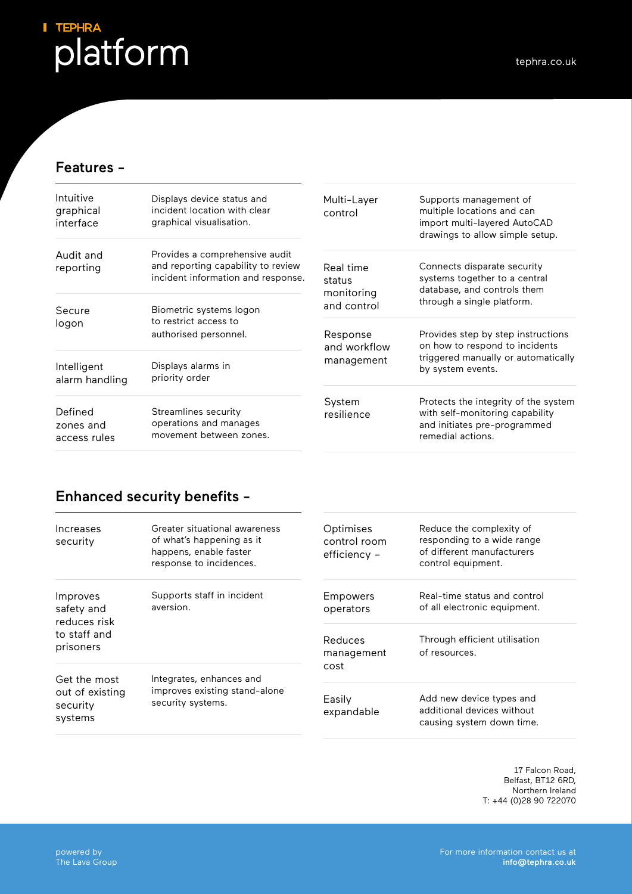TEPHRA

# platform

tephra.co.uk

## Features –

| | |
|---|---|
| Intuitive graphical interface | Displays device status and incident location with clear graphical visualisation. |
| Audit and reporting | Provides a comprehensive audit and reporting capability to review incident information and response. |
| Secure logon | Biometric systems logon to restrict access to authorised personnel. |
| Intelligent alarm handling | Displays alarms in priority order |
| Defined zones and access rules | Streamlines security operations and manages movement between zones. |
| Multi-Layer control | Supports management of multiple locations and can import multi-layered AutoCAD drawings to allow simple setup. |
| Real time status monitoring and control | Connects disparate security systems together to a central database, and controls them through a single platform. |
| Response and workflow management | Provides step by step instructions on how to respond to incidents triggered manually or automatically by system events. |
| System resilience | Protects the integrity of the system with self-monitoring capability and initiates pre-programmed remedial actions. |

## Enhanced security benefits –

| | |
|---|---|
| Increases security | Greater situational awareness of what's happening as it happens, enable faster response to incidences. |
| Improves safety and reduces risk to staff and prisoners | Supports staff in incident aversion. |
| Get the most out of existing security systems | Integrates, enhances and improves existing stand-alone security systems. |
| Optimises control room efficiency – | Reduce the complexity of responding to a wide range of different manufacturers control equipment. |
| Empowers operators | Real-time status and control of all electronic equipment. |
| Reduces management cost | Through efficient utilisation of resources. |
| Easily expandable | Add new device types and additional devices without causing system down time. |

17 Falcon Road,
Belfast, BT12 6RD,
Northern Ireland
T: +44 (0)28 90 722070

powered by
The Lava Group

For more information contact us at
**info@tephra.co.uk**